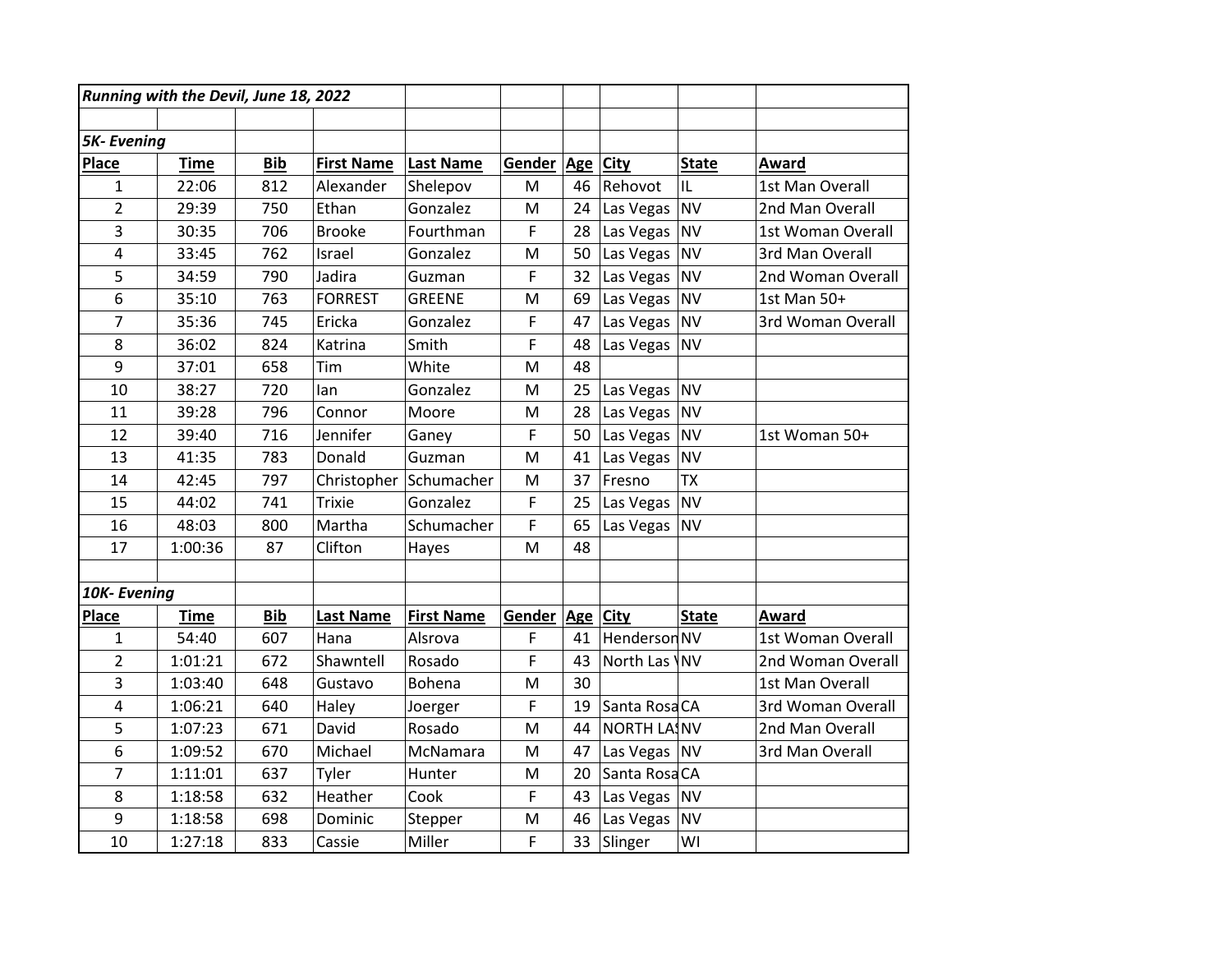***Running with the Devil, June 18, 2022***

***5K- Evening***

| Place | Time | Bib | First Name | Last Name | Gender | Age | City | State | Award |
|---|---|---|---|---|---|---|---|---|---|
| 1 | 22:06 | 812 | Alexander | Shelepov | M | 46 | Rehovot | IL | 1st Man Overall |
| 2 | 29:39 | 750 | Ethan | Gonzalez | M | 24 | Las Vegas | NV | 2nd Man Overall |
| 3 | 30:35 | 706 | Brooke | Fourthman | F | 28 | Las Vegas | NV | 1st Woman Overall |
| 4 | 33:45 | 762 | Israel | Gonzalez | M | 50 | Las Vegas | NV | 3rd Man Overall |
| 5 | 34:59 | 790 | Jadira | Guzman | F | 32 | Las Vegas | NV | 2nd Woman Overall |
| 6 | 35:10 | 763 | FORREST | GREENE | M | 69 | Las Vegas | NV | 1st Man 50+ |
| 7 | 35:36 | 745 | Ericka | Gonzalez | F | 47 | Las Vegas | NV | 3rd Woman Overall |
| 8 | 36:02 | 824 | Katrina | Smith | F | 48 | Las Vegas | NV | |
| 9 | 37:01 | 658 | Tim | White | M | 48 | | | |
| 10 | 38:27 | 720 | Ian | Gonzalez | M | 25 | Las Vegas | NV | |
| 11 | 39:28 | 796 | Connor | Moore | M | 28 | Las Vegas | NV | |
| 12 | 39:40 | 716 | Jennifer | Ganey | F | 50 | Las Vegas | NV | 1st Woman 50+ |
| 13 | 41:35 | 783 | Donald | Guzman | M | 41 | Las Vegas | NV | |
| 14 | 42:45 | 797 | Christopher | Schumacher | M | 37 | Fresno | TX | |
| 15 | 44:02 | 741 | Trixie | Gonzalez | F | 25 | Las Vegas | NV | |
| 16 | 48:03 | 800 | Martha | Schumacher | F | 65 | Las Vegas | NV | |
| 17 | 1:00:36 | 87 | Clifton | Hayes | M | 48 | | | |

***10K- Evening***

| Place | Time | Bib | Last Name | First Name | Gender | Age | City | State | Award |
|---|---|---|---|---|---|---|---|---|---|
| 1 | 54:40 | 607 | Hana | Alsrova | F | 41 | Henderson | NV | 1st Woman Overall |
| 2 | 1:01:21 | 672 | Shawntell | Rosado | F | 43 | North Las V | NV | 2nd Woman Overall |
| 3 | 1:03:40 | 648 | Gustavo | Bohena | M | 30 | | | 1st Man Overall |
| 4 | 1:06:21 | 640 | Haley | Joerger | F | 19 | Santa Rosa | CA | 3rd Woman Overall |
| 5 | 1:07:23 | 671 | David | Rosado | M | 44 | NORTH LAS | NV | 2nd Man Overall |
| 6 | 1:09:52 | 670 | Michael | McNamara | M | 47 | Las Vegas | NV | 3rd Man Overall |
| 7 | 1:11:01 | 637 | Tyler | Hunter | M | 20 | Santa Rosa | CA | |
| 8 | 1:18:58 | 632 | Heather | Cook | F | 43 | Las Vegas | NV | |
| 9 | 1:18:58 | 698 | Dominic | Stepper | M | 46 | Las Vegas | NV | |
| 10 | 1:27:18 | 833 | Cassie | Miller | F | 33 | Slinger | WI | |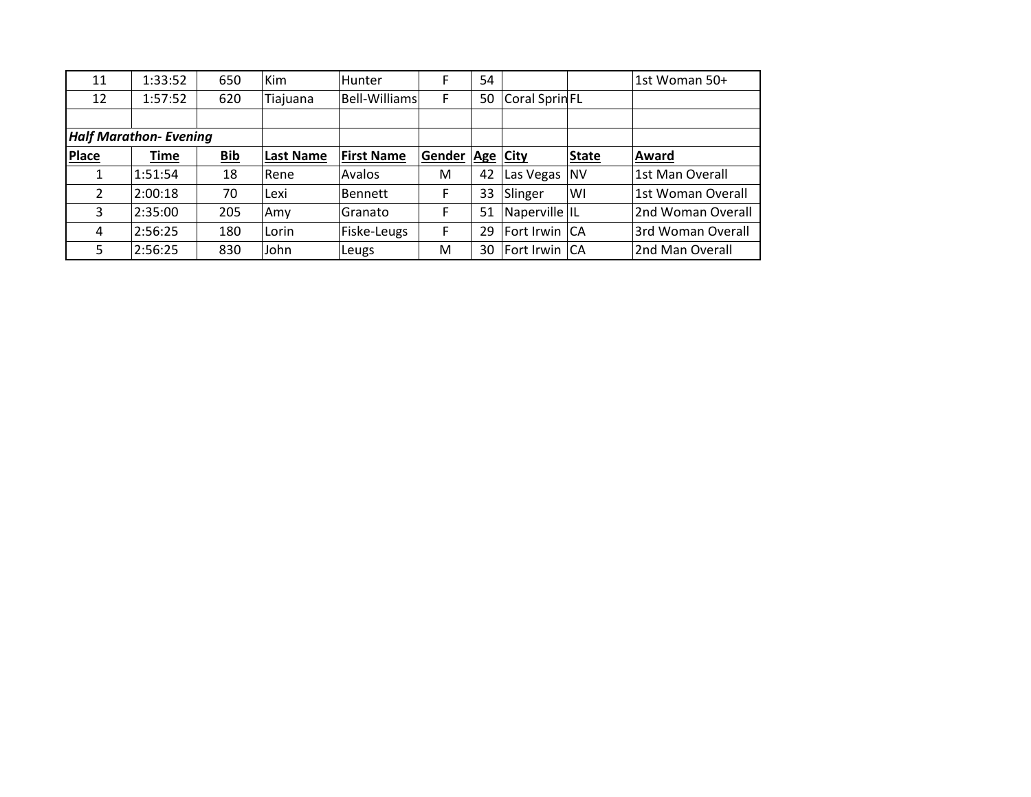| | | | | | | | | | |
|---|---|---|---|---|---|---|---|---|---|
| 11 | 1:33:52 | 650 | Kim | Hunter | F | 54 | | | 1st Woman 50+ |
| 12 | 1:57:52 | 620 | Tiajuana | Bell-Williams | F | 50 | Coral Sprin | FL | |
| | | | | | | | | | |
| ***Half Marathon- Evening*** | | | | | | | | | |
| **Place** | **Time** | **Bib** | **Last Name** | **First Name** | **Gender** | **Age** | **City** | **State** | **Award** |
| 1 | 1:51:54 | 18 | Rene | Avalos | M | 42 | Las Vegas | NV | 1st Man Overall |
| 2 | 2:00:18 | 70 | Lexi | Bennett | F | 33 | Slinger | WI | 1st Woman Overall |
| 3 | 2:35:00 | 205 | Amy | Granato | F | 51 | Naperville | IL | 2nd Woman Overall |
| 4 | 2:56:25 | 180 | Lorin | Fiske-Leugs | F | 29 | Fort Irwin | CA | 3rd Woman Overall |
| 5 | 2:56:25 | 830 | John | Leugs | M | 30 | Fort Irwin | CA | 2nd Man Overall |